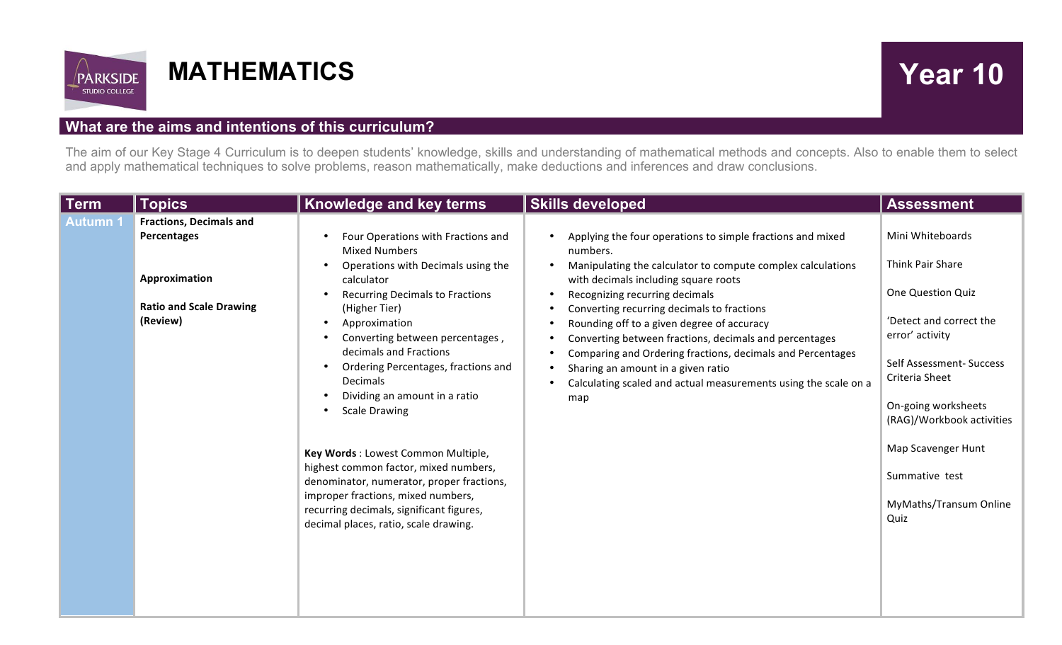# MATHEMATICS

## Year 10

### What are the aims and intentions of this curriculum?

The aim of our Key Stage 4 Curriculum is to deepen students' knowledge, skills and understanding of mathematical methods and concepts. Also to enable them to select and apply mathematical techniques to solve problems, reason mathematically, make deductions and inferences and draw conclusions.

| Term | Topics | Knowledge and key terms | Skills developed | Assessment |
|---|---|---|---|---|
| Autumn 1 | **Fractions, Decimals and Percentages**<br><br>**Approximation**<br><br>**Ratio and Scale Drawing (Review)** | • Four Operations with Fractions and Mixed Numbers<br>• Operations with Decimals using the calculator<br>• Recurring Decimals to Fractions (Higher Tier)<br>• Approximation<br>• Converting between percentages , decimals and Fractions<br>• Ordering Percentages, fractions and Decimals<br>• Dividing an amount in a ratio<br>• Scale Drawing<br><br>**Key Words** : Lowest Common Multiple, highest common factor, mixed numbers, denominator, numerator, proper fractions, improper fractions, mixed numbers, recurring decimals, significant figures, decimal places, ratio, scale drawing. | • Applying the four operations to simple fractions and mixed numbers.<br>• Manipulating the calculator to compute complex calculations with decimals including square roots<br>• Recognizing recurring decimals<br>• Converting recurring decimals to fractions<br>• Rounding off to a given degree of accuracy<br>• Converting between fractions, decimals and percentages<br>• Comparing and Ordering fractions, decimals and Percentages<br>• Sharing an amount in a given ratio<br>• Calculating scaled and actual measurements using the scale on a map | Mini Whiteboards<br><br>Think Pair Share<br><br>One Question Quiz<br><br>'Detect and correct the error' activity<br><br>Self Assessment- Success Criteria Sheet<br><br>On-going worksheets (RAG)/Workbook activities<br><br>Map Scavenger Hunt<br><br>Summative test<br><br>MyMaths/Transum Online Quiz |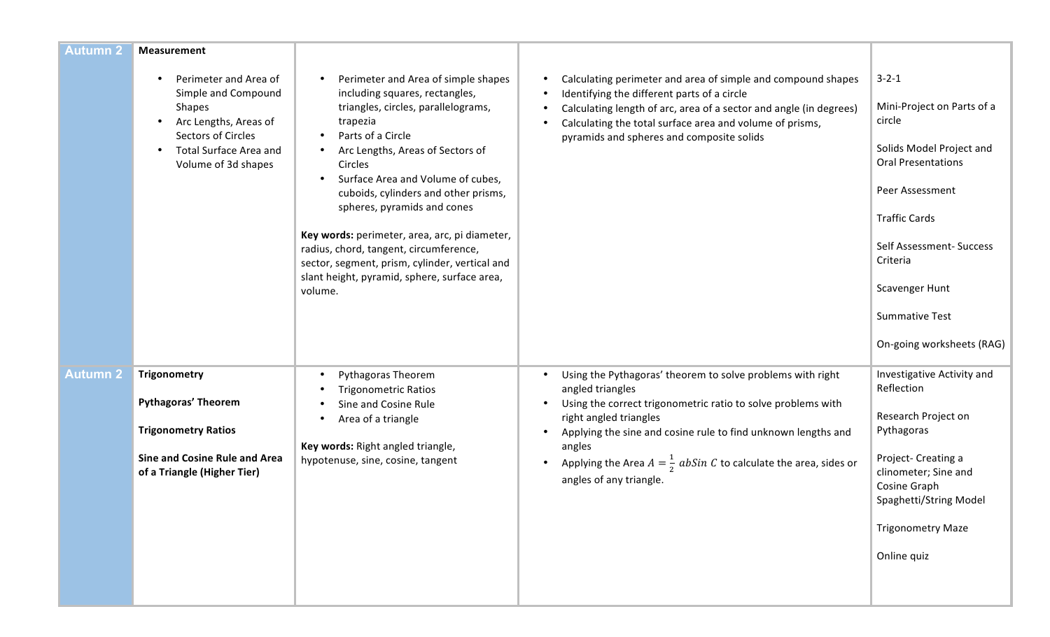| | | | | |
|---|---|---|---|---|
| Autumn 2 | **Measurement**<br><br>• Perimeter and Area of Simple and Compound Shapes<br>• Arc Lengths, Areas of Sectors of Circles<br>• Total Surface Area and Volume of 3d shapes | • Perimeter and Area of simple shapes including squares, rectangles, triangles, circles, parallelograms, trapezia<br>• Parts of a Circle<br>• Arc Lengths, Areas of Sectors of Circles<br>• Surface Area and Volume of cubes, cuboids, cylinders and other prisms, spheres, pyramids and cones<br><br>**Key words:** perimeter, area, arc, pi diameter, radius, chord, tangent, circumference, sector, segment, prism, cylinder, vertical and slant height, pyramid, sphere, surface area, volume. | • Calculating perimeter and area of simple and compound shapes<br>• Identifying the different parts of a circle<br>• Calculating length of arc, area of a sector and angle (in degrees)<br>• Calculating the total surface area and volume of prisms, pyramids and spheres and composite solids | 3-2-1<br><br>Mini-Project on Parts of a circle<br><br>Solids Model Project and Oral Presentations<br><br>Peer Assessment<br><br>Traffic Cards<br><br>Self Assessment- Success Criteria<br><br>Scavenger Hunt<br><br>Summative Test<br><br>On-going worksheets (RAG) |
| Autumn 2 | **Trigonometry**<br><br>**Pythagoras' Theorem**<br><br>**Trigonometry Ratios**<br><br>**Sine and Cosine Rule and Area of a Triangle (Higher Tier)** | • Pythagoras Theorem<br>• Trigonometric Ratios<br>• Sine and Cosine Rule<br>• Area of a triangle<br><br>**Key words:** Right angled triangle, hypotenuse, sine, cosine, tangent | • Using the Pythagoras' theorem to solve problems with right angled triangles<br>• Using the correct trigonometric ratio to solve problems with right angled triangles<br>• Applying the sine and cosine rule to find unknown lengths and angles<br>• Applying the Area $A = \frac{1}{2}\ abSin\ C$ to calculate the area, sides or angles of any triangle. | Investigative Activity and Reflection<br><br>Research Project on Pythagoras<br><br>Project- Creating a clinometer; Sine and Cosine Graph Spaghetti/String Model<br><br>Trigonometry Maze<br><br>Online quiz |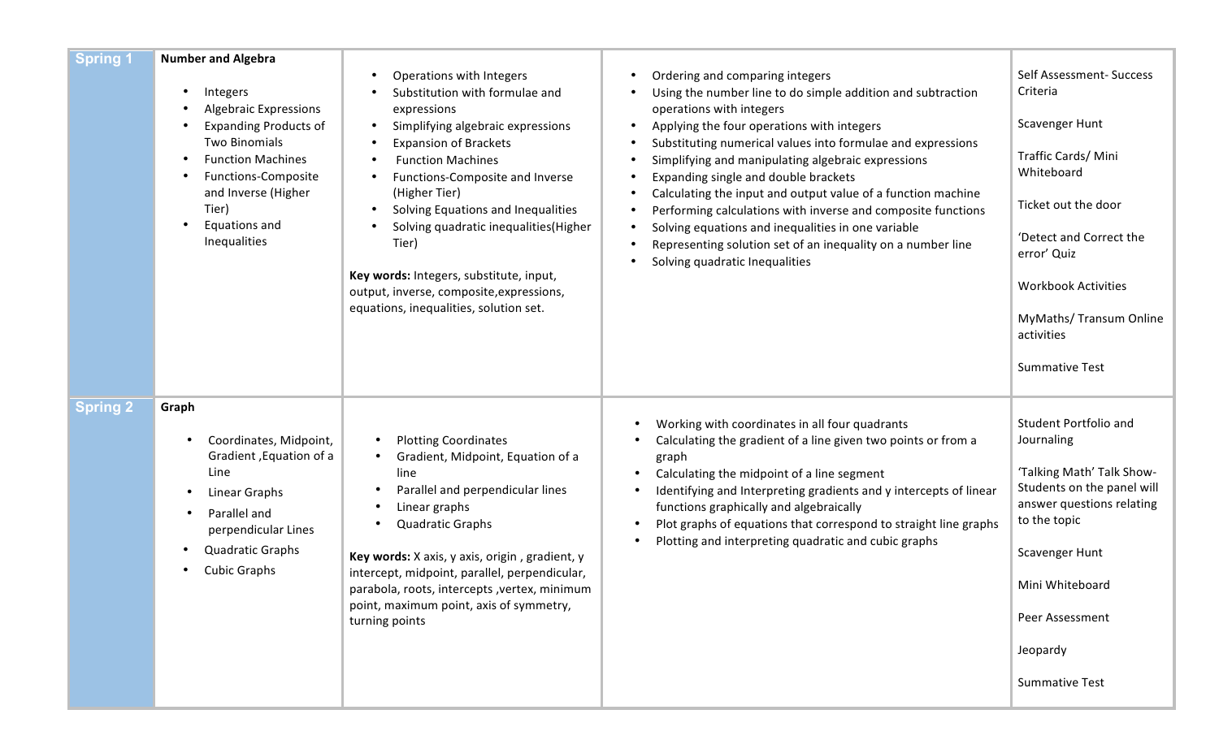| | | | | |
|---|---|---|---|---|
| **Spring 1** | **Number and Algebra**<br>• Integers<br>• Algebraic Expressions<br>• Expanding Products of Two Binomials<br>• Function Machines<br>• Functions-Composite and Inverse (Higher Tier)<br>• Equations and Inequalities | • Operations with Integers<br>• Substitution with formulae and expressions<br>• Simplifying algebraic expressions<br>• Expansion of Brackets<br>• Function Machines<br>• Functions-Composite and Inverse (Higher Tier)<br>• Solving Equations and Inequalities<br>• Solving quadratic inequalities(Higher Tier)<br><br>**Key words:** Integers, substitute, input, output, inverse, composite,expressions, equations, inequalities, solution set. | • Ordering and comparing integers<br>• Using the number line to do simple addition and subtraction operations with integers<br>• Applying the four operations with integers<br>• Substituting numerical values into formulae and expressions<br>• Simplifying and manipulating algebraic expressions<br>• Expanding single and double brackets<br>• Calculating the input and output value of a function machine<br>• Performing calculations with inverse and composite functions<br>• Solving equations and inequalities in one variable<br>• Representing solution set of an inequality on a number line<br>• Solving quadratic Inequalities | Self Assessment- Success Criteria<br><br>Scavenger Hunt<br><br>Traffic Cards/ Mini Whiteboard<br><br>Ticket out the door<br><br>'Detect and Correct the error' Quiz<br><br>Workbook Activities<br><br>MyMaths/ Transum Online activities<br><br>Summative Test |
| **Spring 2** | **Graph**<br>• Coordinates, Midpoint, Gradient ,Equation of a Line<br>• Linear Graphs<br>• Parallel and perpendicular Lines<br>• Quadratic Graphs<br>• Cubic Graphs | • Plotting Coordinates<br>• Gradient, Midpoint, Equation of a line<br>• Parallel and perpendicular lines<br>• Linear graphs<br>• Quadratic Graphs<br><br>**Key words:** X axis, y axis, origin , gradient, y intercept, midpoint, parallel, perpendicular, parabola, roots, intercepts ,vertex, minimum point, maximum point, axis of symmetry, turning points | • Working with coordinates in all four quadrants<br>• Calculating the gradient of a line given two points or from a graph<br>• Calculating the midpoint of a line segment<br>• Identifying and Interpreting gradients and y intercepts of linear functions graphically and algebraically<br>• Plot graphs of equations that correspond to straight line graphs<br>• Plotting and interpreting quadratic and cubic graphs | Student Portfolio and Journaling<br><br>'Talking Math' Talk Show- Students on the panel will answer questions relating to the topic<br><br>Scavenger Hunt<br><br>Mini Whiteboard<br><br>Peer Assessment<br><br>Jeopardy<br><br>Summative Test |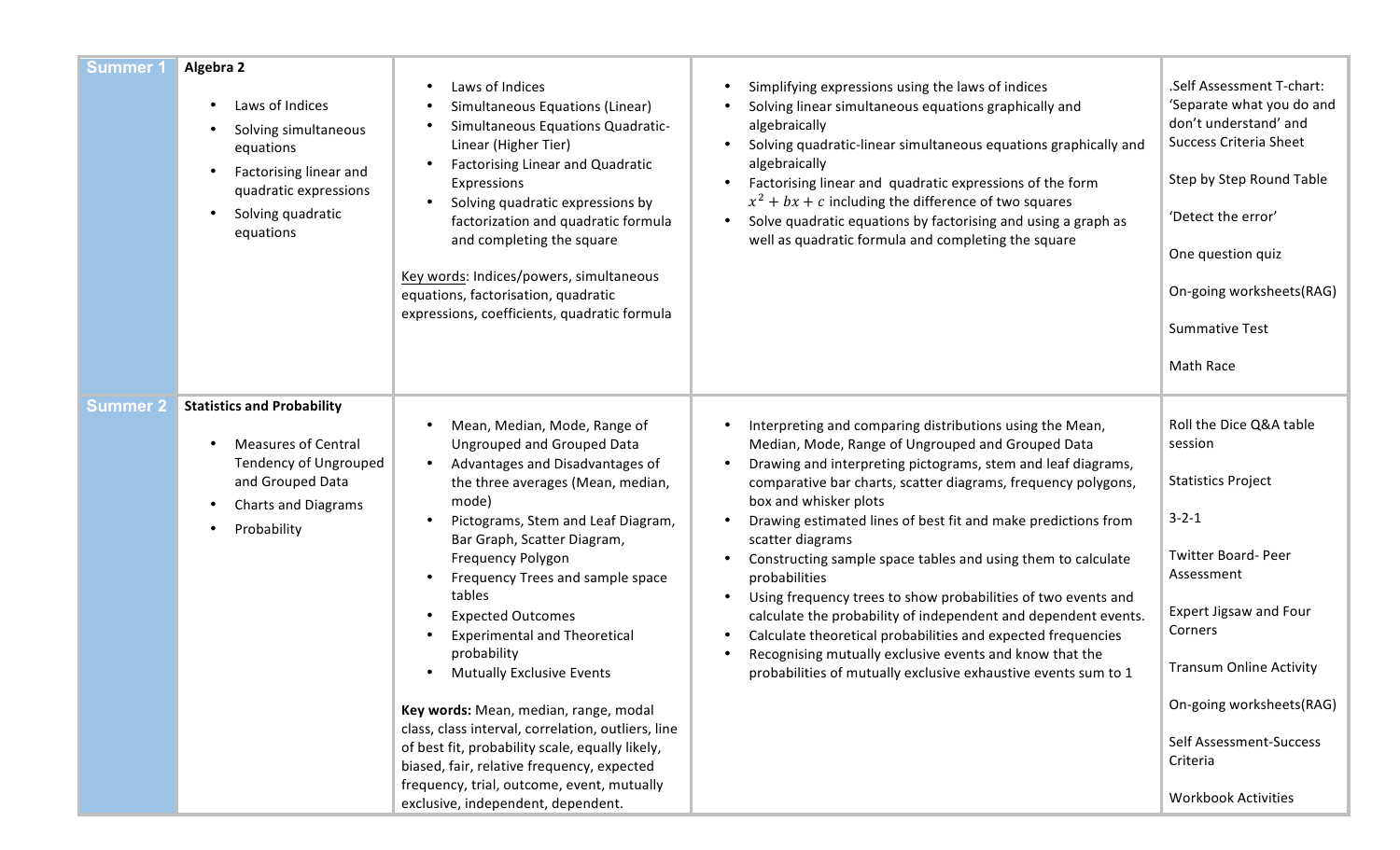| | | | | |
|---|---|---|---|---|
| Summer 1 | **Algebra 2**<br><br>• Laws of Indices<br>• Solving simultaneous equations<br>• Factorising linear and quadratic expressions<br>• Solving quadratic equations | • Laws of Indices<br>• Simultaneous Equations (Linear)<br>• Simultaneous Equations Quadratic-Linear (Higher Tier)<br>• Factorising Linear and Quadratic Expressions<br>• Solving quadratic expressions by factorization and quadratic formula and completing the square<br><br>Key words: Indices/powers, simultaneous equations, factorisation, quadratic expressions, coefficients, quadratic formula | • Simplifying expressions using the laws of indices<br>• Solving linear simultaneous equations graphically and algebraically<br>• Solving quadratic-linear simultaneous equations graphically and algebraically<br>• Factorising linear and quadratic expressions of the form $x^2 + bx + c$ including the difference of two squares<br>• Solve quadratic equations by factorising and using a graph as well as quadratic formula and completing the square | .Self Assessment T-chart: 'Separate what you do and don't understand' and Success Criteria Sheet<br><br>Step by Step Round Table<br><br>'Detect the error'<br><br>One question quiz<br><br>On-going worksheets(RAG)<br><br>Summative Test<br><br>Math Race |
| Summer 2 | **Statistics and Probability**<br><br>• Measures of Central Tendency of Ungrouped and Grouped Data<br>• Charts and Diagrams<br>• Probability | • Mean, Median, Mode, Range of Ungrouped and Grouped Data<br>• Advantages and Disadvantages of the three averages (Mean, median, mode)<br>• Pictograms, Stem and Leaf Diagram, Bar Graph, Scatter Diagram, Frequency Polygon<br>• Frequency Trees and sample space tables<br>• Expected Outcomes<br>• Experimental and Theoretical probability<br>• Mutually Exclusive Events<br><br>**Key words:** Mean, median, range, modal class, class interval, correlation, outliers, line of best fit, probability scale, equally likely, biased, fair, relative frequency, expected frequency, trial, outcome, event, mutually exclusive, independent, dependent. | • Interpreting and comparing distributions using the Mean, Median, Mode, Range of Ungrouped and Grouped Data<br>• Drawing and interpreting pictograms, stem and leaf diagrams, comparative bar charts, scatter diagrams, frequency polygons, box and whisker plots<br>• Drawing estimated lines of best fit and make predictions from scatter diagrams<br>• Constructing sample space tables and using them to calculate probabilities<br>• Using frequency trees to show probabilities of two events and calculate the probability of independent and dependent events.<br>• Calculate theoretical probabilities and expected frequencies<br>• Recognising mutually exclusive events and know that the probabilities of mutually exclusive exhaustive events sum to 1 | Roll the Dice Q&A table session<br><br>Statistics Project<br><br>3-2-1<br><br>Twitter Board- Peer Assessment<br><br>Expert Jigsaw and Four Corners<br><br>Transum Online Activity<br><br>On-going worksheets(RAG)<br><br>Self Assessment-Success Criteria<br><br>Workbook Activities |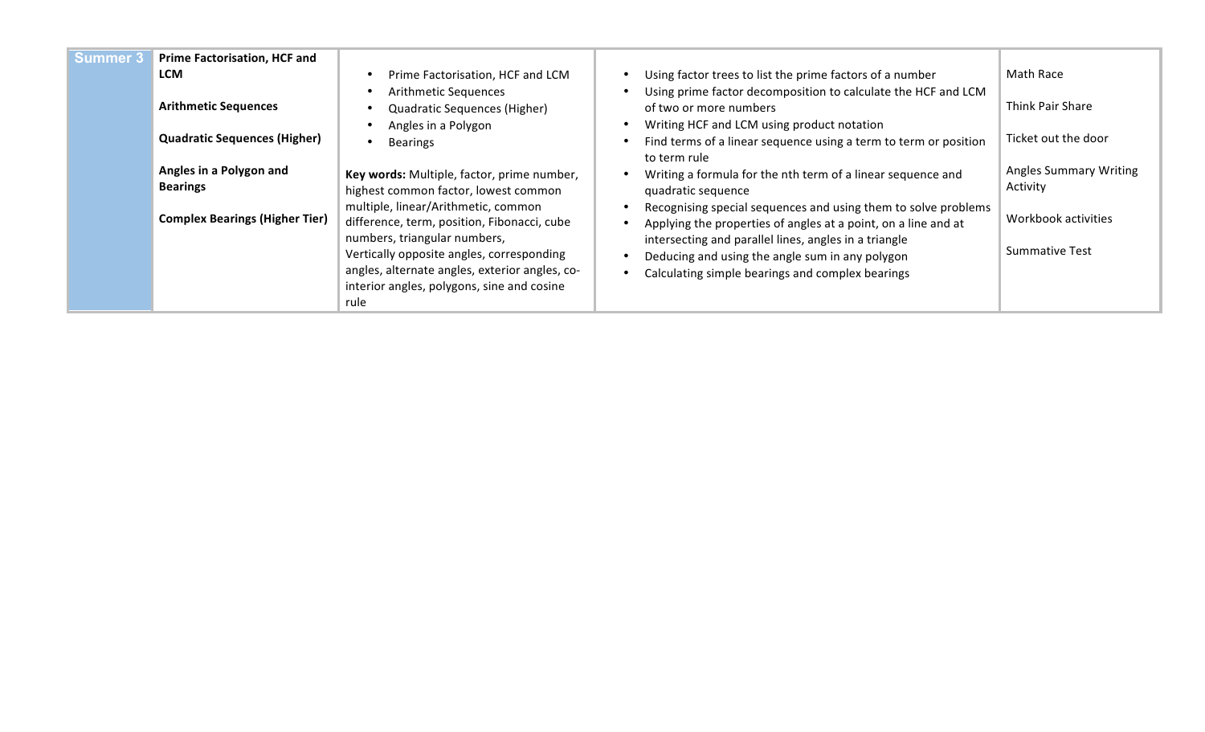| | | | | |
|---|---|---|---|---|
| Summer 3 | **Prime Factorisation, HCF and LCM**<br><br>**Arithmetic Sequences**<br><br>**Quadratic Sequences (Higher)**<br><br>**Angles in a Polygon and Bearings**<br><br>**Complex Bearings (Higher Tier)** | • Prime Factorisation, HCF and LCM<br>• Arithmetic Sequences<br>• Quadratic Sequences (Higher)<br>• Angles in a Polygon<br>• Bearings<br><br>**Key words:** Multiple, factor, prime number, highest common factor, lowest common multiple, linear/Arithmetic, common difference, term, position, Fibonacci, cube numbers, triangular numbers,<br>Vertically opposite angles, corresponding angles, alternate angles, exterior angles, co-interior angles, polygons, sine and cosine rule | • Using factor trees to list the prime factors of a number<br>• Using prime factor decomposition to calculate the HCF and LCM of two or more numbers<br>• Writing HCF and LCM using product notation<br>• Find terms of a linear sequence using a term to term or position to term rule<br>• Writing a formula for the nth term of a linear sequence and quadratic sequence<br>• Recognising special sequences and using them to solve problems<br>• Applying the properties of angles at a point, on a line and at intersecting and parallel lines, angles in a triangle<br>• Deducing and using the angle sum in any polygon<br>• Calculating simple bearings and complex bearings | Math Race<br><br>Think Pair Share<br><br>Ticket out the door<br><br>Angles Summary Writing Activity<br><br>Workbook activities<br><br>Summative Test |